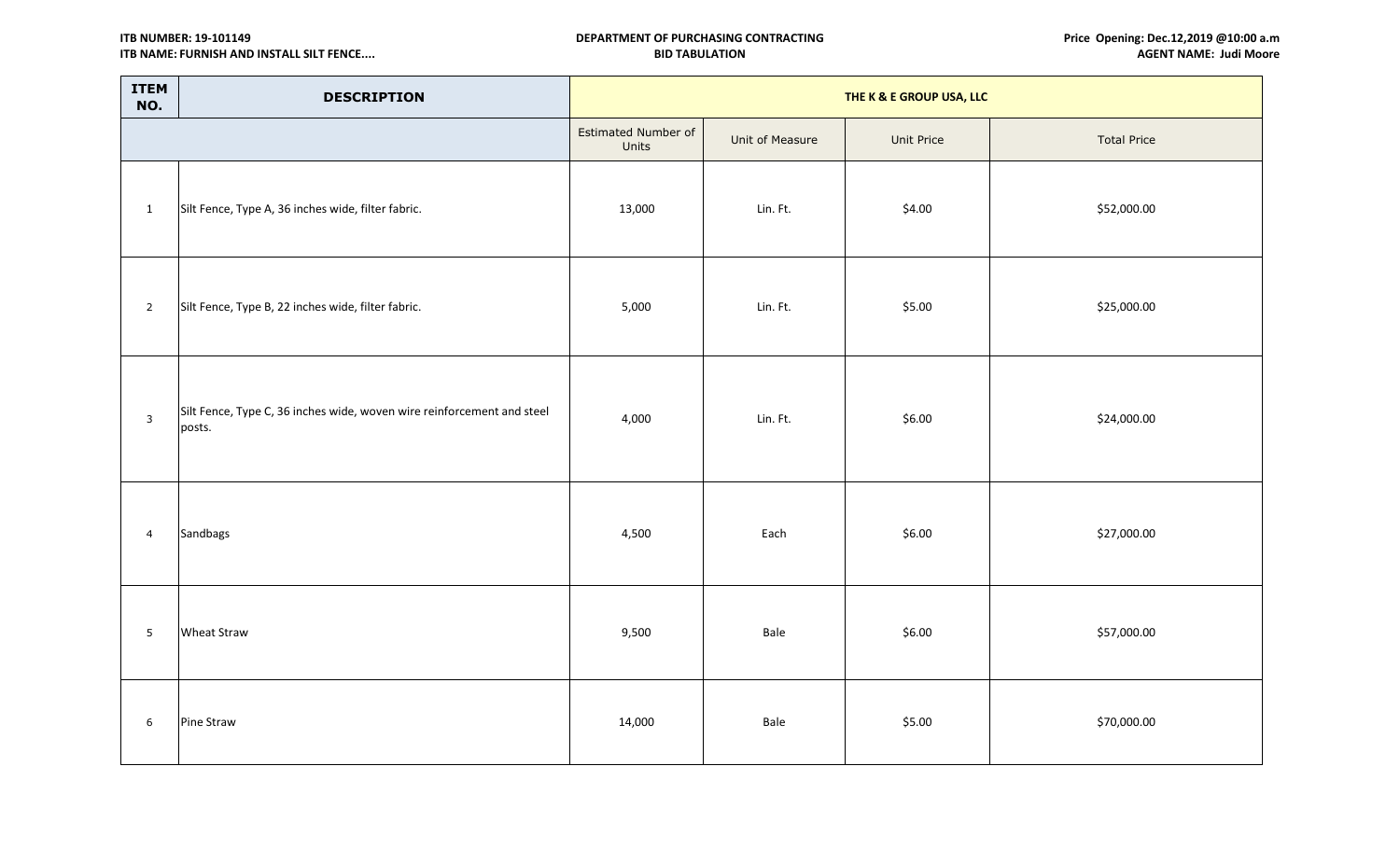**ITB NUMBER: 19-101149**
**ITB NAME: FURNISH AND INSTALL SILT FENCE....**

**DEPARTMENT OF PURCHASING CONTRACTING**
**BID TABULATION**

**Price Opening: Dec.12,2019 @10:00 a.m**
**AGENT NAME: Judi Moore**

| ITEM NO. | DESCRIPTION | THE K & E GROUP USA, LLC | | | |
|---|---|---|---|---|---|
| | | Estimated Number of Units | Unit of Measure | Unit Price | Total Price |
| 1 | Silt Fence, Type A, 36 inches wide, filter fabric. | 13,000 | Lin. Ft. | $4.00 | $52,000.00 |
| 2 | Silt Fence, Type B, 22 inches wide, filter fabric. | 5,000 | Lin. Ft. | $5.00 | $25,000.00 |
| 3 | Silt Fence, Type C, 36 inches wide, woven wire reinforcement and steel posts. | 4,000 | Lin. Ft. | $6.00 | $24,000.00 |
| 4 | Sandbags | 4,500 | Each | $6.00 | $27,000.00 |
| 5 | Wheat Straw | 9,500 | Bale | $6.00 | $57,000.00 |
| 6 | Pine Straw | 14,000 | Bale | $5.00 | $70,000.00 |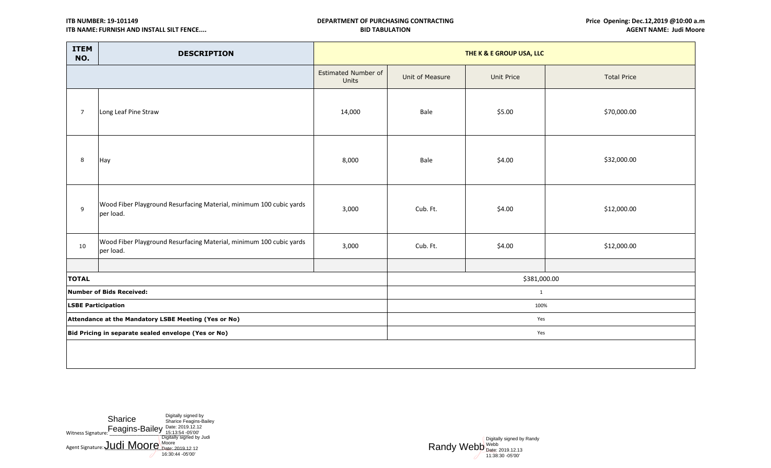**ITB NUMBER: 19-101149**
**ITB NAME: FURNISH AND INSTALL SILT FENCE....**

**DEPARTMENT OF PURCHASING CONTRACTING**
**BID TABULATION**

**Price Opening: Dec.12,2019 @10:00 a.m**
**AGENT NAME: Judi Moore**

| ITEM NO. | DESCRIPTION | THE K & E GROUP USA, LLC | | | |
|---|---|---|---|---|---|
| | | Estimated Number of Units | Unit of Measure | Unit Price | Total Price |
| 7 | Long Leaf Pine Straw | 14,000 | Bale | $5.00 | $70,000.00 |
| 8 | Hay | 8,000 | Bale | $4.00 | $32,000.00 |
| 9 | Wood Fiber Playground Resurfacing Material, minimum 100 cubic yards per load. | 3,000 | Cub. Ft. | $4.00 | $12,000.00 |
| 10 | Wood Fiber Playground Resurfacing Material, minimum 100 cubic yards per load. | 3,000 | Cub. Ft. | $4.00 | $12,000.00 |
| | | | | | |
| **TOTAL** | | | $381,000.00 | | |
| **Number of Bids Received:** | | | 1 | | |
| **LSBE Participation** | | | 100% | | |
| **Attendance at the Mandatory LSBE Meeting (Yes or No)** | | | Yes | | |
| **Bid Pricing in separate sealed envelope (Yes or No)** | | | Yes | | |

Witness Signature: Sharice Feagins-Bailey Digitally signed by Sharice Feagins-Bailey Date: 2019.12.12 15:13:54 -05'00'

Agent Signature: Judi Moore Digitally signed by Judi Moore Date: 2019.12.12 16:30:44 -05'00'

Randy Webb Digitally signed by Randy Webb Date: 2019.12.13 11:38:30 -05'00'